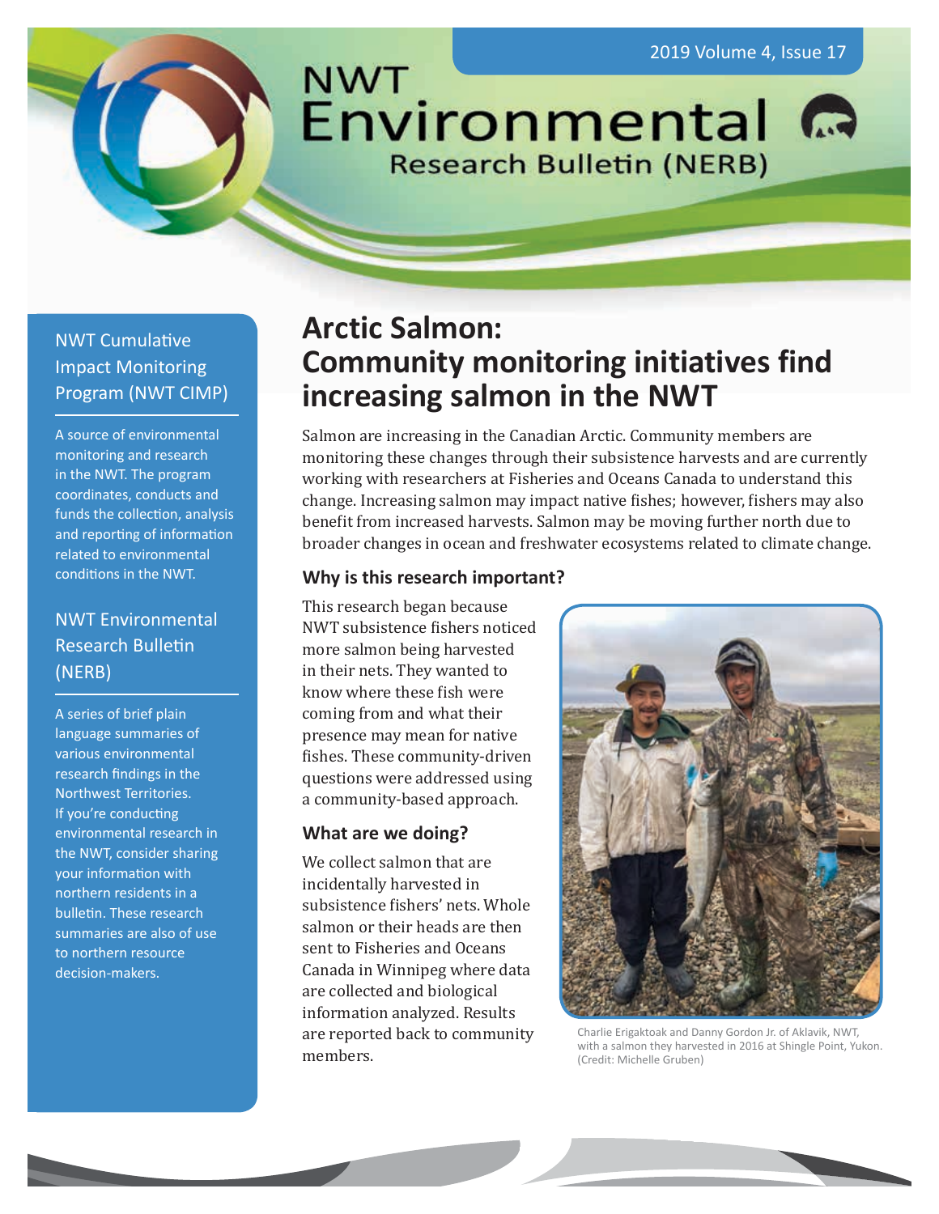# NWT Environmental Research Bulletin (NERB)

2019 Volume 4, Issue 17

## NWT Cumulative Impact Monitoring Program (NWT CIMP)

A source of environmental monitoring and research in the NWT. The program coordinates, conducts and funds the collection, analysis and reporting of information related to environmental conditions in the NWT.

## NWT Environmental Research Bulletin (NERB)

A series of brief plain language summaries of various environmental research findings in the Northwest Territories. If you're conducting environmental research in the NWT, consider sharing your information with northern residents in a bulletin. These research summaries are also of use to northern resource decision-makers.

# Arctic Salmon: Community monitoring initiatives find increasing salmon in the NWT

Salmon are increasing in the Canadian Arctic. Community members are monitoring these changes through their subsistence harvests and are currently working with researchers at Fisheries and Oceans Canada to understand this change. Increasing salmon may impact native fishes; however, fishers may also benefit from increased harvests. Salmon may be moving further north due to broader changes in ocean and freshwater ecosystems related to climate change.

### Why is this research important?

This research began because NWT subsistence fishers noticed more salmon being harvested in their nets. They wanted to know where these fish were coming from and what their presence may mean for native fishes. These community-driven questions were addressed using a community-based approach.

### What are we doing?

We collect salmon that are incidentally harvested in subsistence fishers' nets. Whole salmon or their heads are then sent to Fisheries and Oceans Canada in Winnipeg where data are collected and biological information analyzed. Results are reported back to community members.

Charlie Erigaktoak and Danny Gordon Jr. of Aklavik, NWT, with a salmon they harvested in 2016 at Shingle Point, Yukon. (Credit: Michelle Gruben)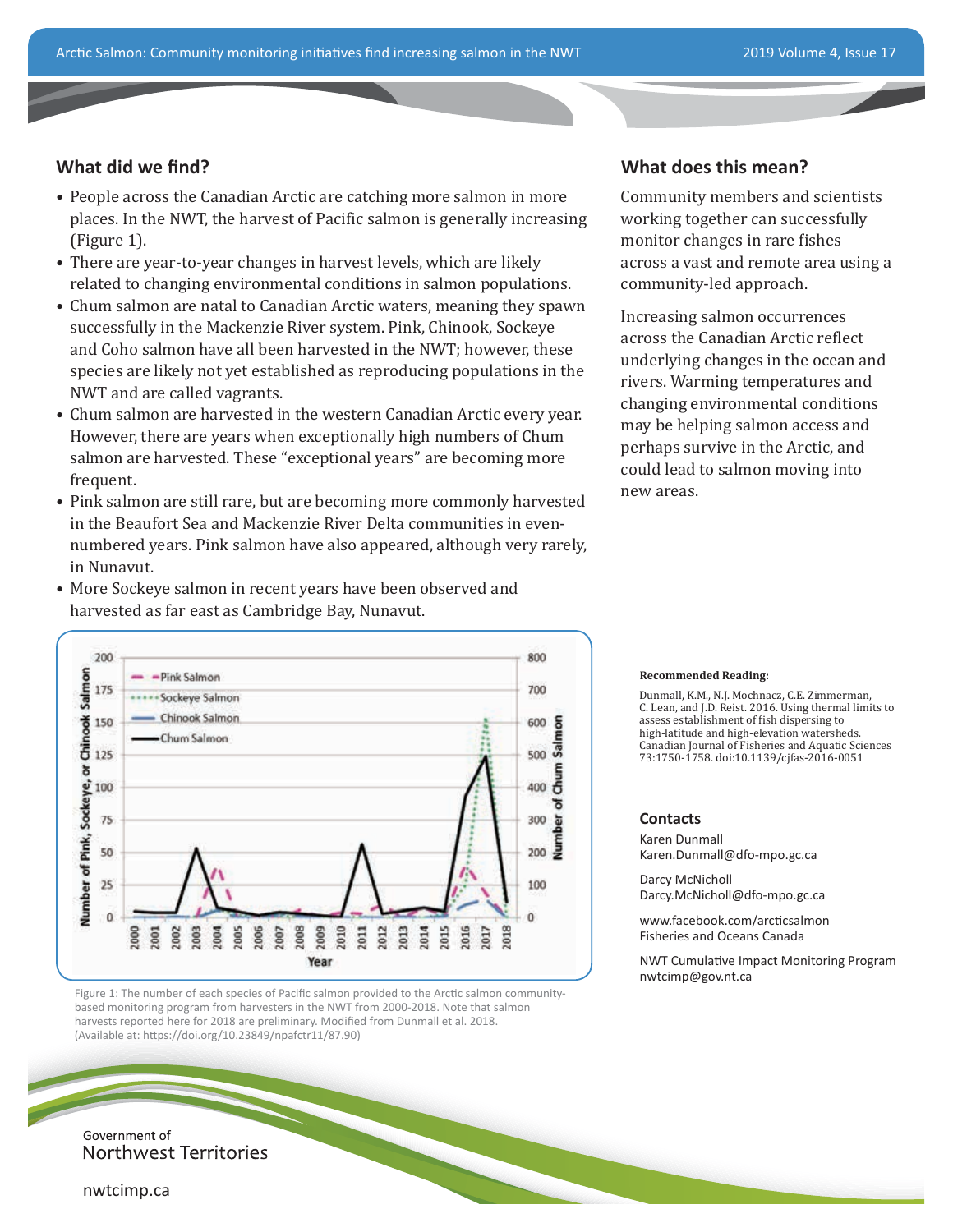## What did we find?

- People across the Canadian Arctic are catching more salmon in more places. In the NWT, the harvest of Pacific salmon is generally increasing (Figure 1).
- There are year-to-year changes in harvest levels, which are likely related to changing environmental conditions in salmon populations.
- Chum salmon are natal to Canadian Arctic waters, meaning they spawn successfully in the Mackenzie River system. Pink, Chinook, Sockeye and Coho salmon have all been harvested in the NWT; however, these species are likely not yet established as reproducing populations in the NWT and are called vagrants.
- Chum salmon are harvested in the western Canadian Arctic every year. However, there are years when exceptionally high numbers of Chum salmon are harvested. These "exceptional years" are becoming more frequent.
- Pink salmon are still rare, but are becoming more commonly harvested in the Beaufort Sea and Mackenzie River Delta communities in even-numbered years. Pink salmon have also appeared, although very rarely, in Nunavut.
- More Sockeye salmon in recent years have been observed and harvested as far east as Cambridge Bay, Nunavut.

Number of Pink, Sockeye, or Chinook Salmon
0
25
50
75
100
125
150
175
200

Number of Chum Salmon
0
100
200
300
400
500
600
700
800

Pink Salmon
Sockeye Salmon
Chinook Salmon
Chum Salmon

Year
2000
2001
2002
2003
2004
2005
2006
2007
2008
2009
2010
2011
2012
2013
2014
2015
2016
2017
2018

Figure 1: The number of each species of Pacific salmon provided to the Arctic salmon community-based monitoring program from harvesters in the NWT from 2000-2018. Note that salmon harvests reported here for 2018 are preliminary. Modified from Dunmall et al. 2018. (Available at: https://doi.org/10.23849/npafctr11/87.90)

## What does this mean?

Community members and scientists working together can successfully monitor changes in rare fishes across a vast and remote area using a community-led approach.

Increasing salmon occurrences across the Canadian Arctic reflect underlying changes in the ocean and rivers. Warming temperatures and changing environmental conditions may be helping salmon access and perhaps survive in the Arctic, and could lead to salmon moving into new areas.

**Recommended Reading:**

Dunmall, K.M., N.J. Mochnacz, C.E. Zimmerman, C. Lean, and J.D. Reist. 2016. Using thermal limits to assess establishment of fish dispersing to high-latitude and high-elevation watersheds. Canadian Journal of Fisheries and Aquatic Sciences 73:1750-1758. doi:10.1139/cjfas-2016-0051

### Contacts

Karen Dunmall
Karen.Dunmall@dfo-mpo.gc.ca

Darcy McNicholl
Darcy.McNicholl@dfo-mpo.gc.ca

www.facebook.com/arcticsalmon
Fisheries and Oceans Canada

NWT Cumulative Impact Monitoring Program
nwtcimp@gov.nt.ca

Government of
Northwest Territories

nwtcimp.ca